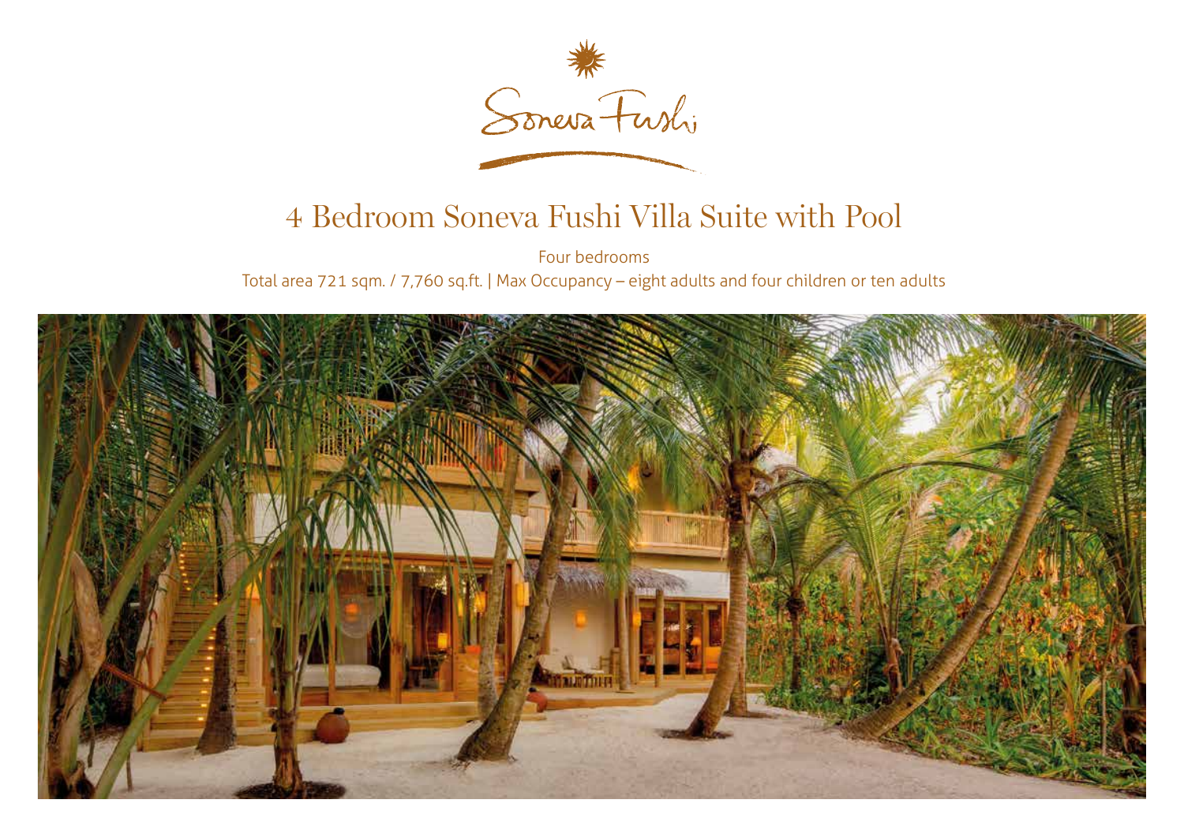Soneva Fushi

# 4 Bedroom Soneva Fushi Villa Suite with Pool

Four bedrooms

Total area 721 sqm. / 7,760 sq.ft. | Max Occupancy – eight adults and four children or ten adults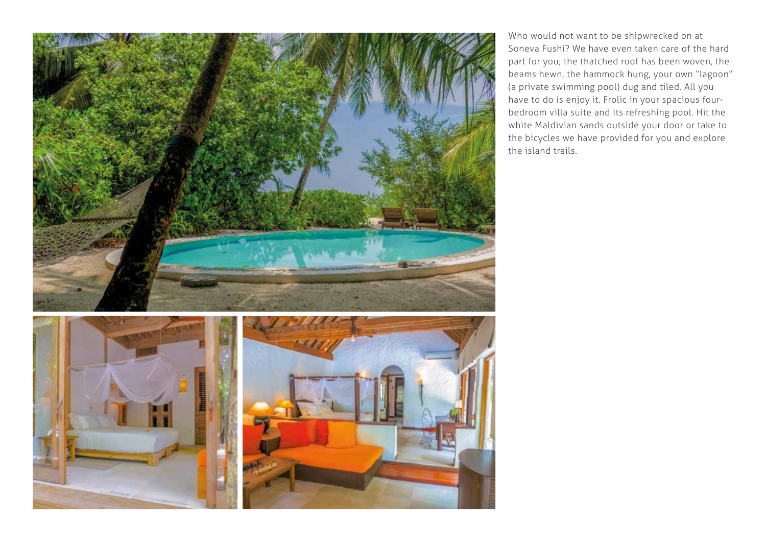Who would not want to be shipwrecked on at Soneva Fushi? We have even taken care of the hard part for you; the thatched roof has been woven, the beams hewn, the hammock hung, your own "lagoon" (a private swimming pool) dug and tiled. All you have to do is enjoy it. Frolic in your spacious four-bedroom villa suite and its refreshing pool. Hit the white Maldivian sands outside your door or take to the bicycles we have provided for you and explore the island trails.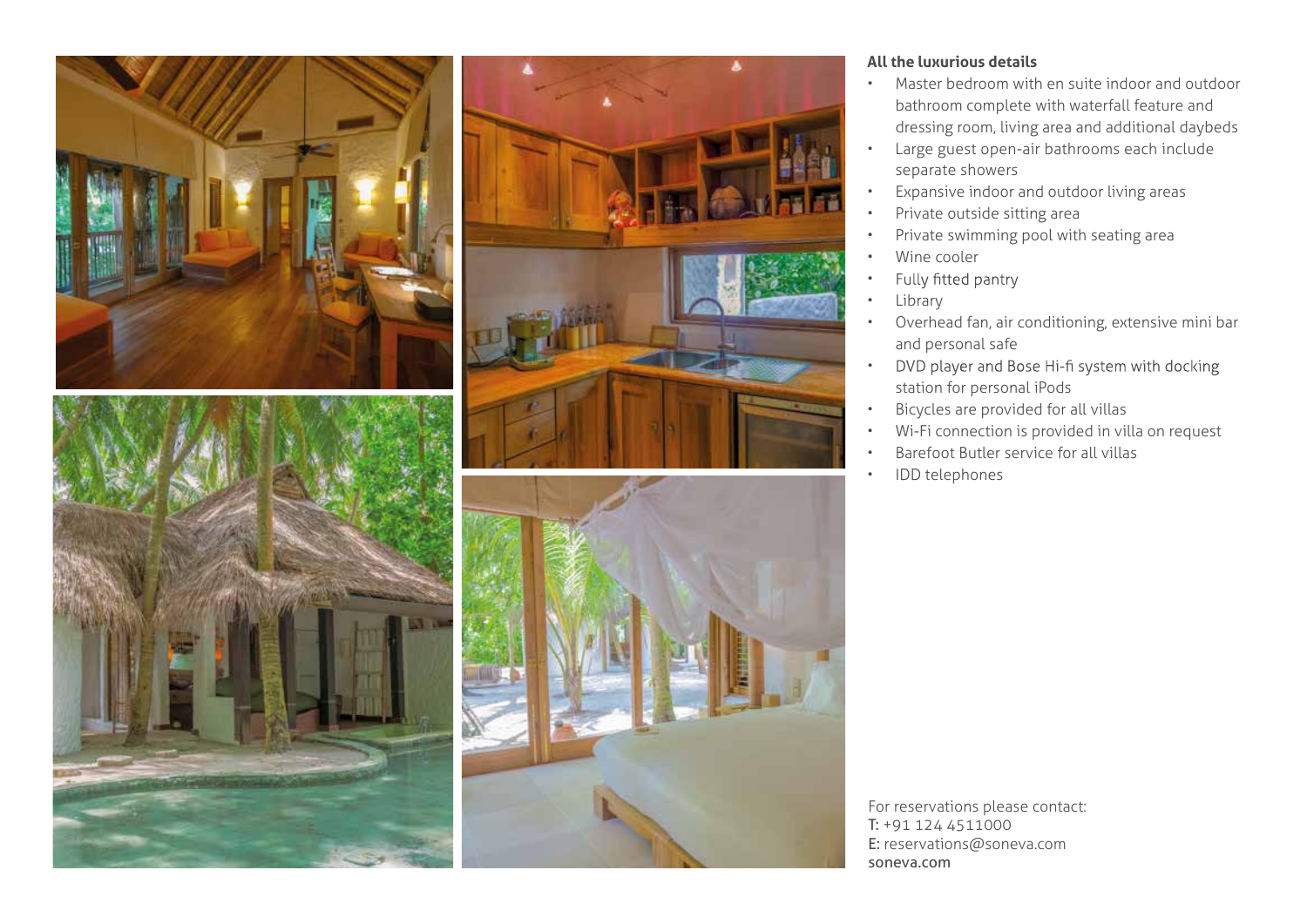**All the luxurious details**

- Master bedroom with en suite indoor and outdoor bathroom complete with waterfall feature and dressing room, living area and additional daybeds
- Large guest open-air bathrooms each include separate showers
- Expansive indoor and outdoor living areas
- Private outside sitting area
- Private swimming pool with seating area
- Wine cooler
- Fully fitted pantry
- Library
- Overhead fan, air conditioning, extensive mini bar and personal safe
- DVD player and Bose Hi-fi system with docking station for personal iPods
- Bicycles are provided for all villas
- Wi-Fi connection is provided in villa on request
- Barefoot Butler service for all villas
- IDD telephones

For reservations please contact:
T: +91 124 4511000
E: reservations@soneva.com
soneva.com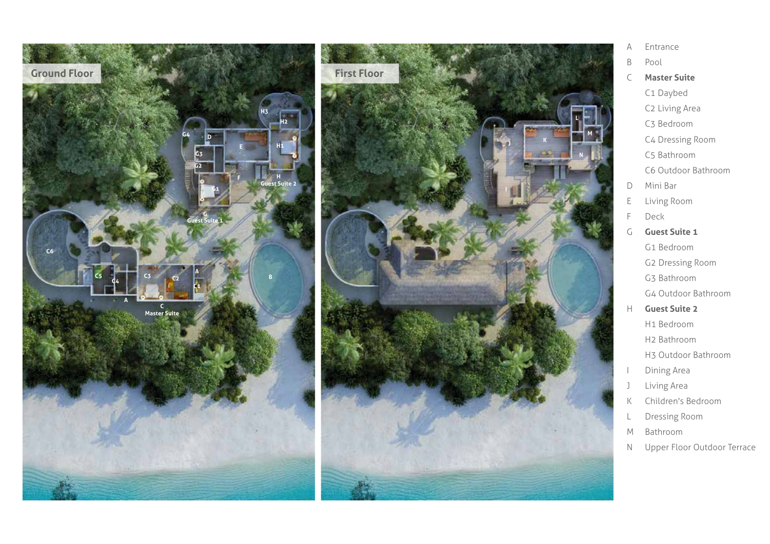Ground Floor

First Floor

| | | |
|---|---|---|
| A | Entrance | |
| B | Pool | |
| C | **Master Suite** | |
| | C1 Daybed | |
| | C2 Living Area | |
| | C3 Bedroom | |
| | C4 Dressing Room | |
| | C5 Bathroom | |
| | C6 Outdoor Bathroom | |
| D | Mini Bar | |
| E | Living Room | |
| F | Deck | |
| G | **Guest Suite 1** | |
| | G1 Bedroom | |
| | G2 Dressing Room | |
| | G3 Bathroom | |
| | G4 Outdoor Bathroom | |
| H | **Guest Suite 2** | |
| | H1 Bedroom | |
| | H2 Bathroom | |
| | H3 Outdoor Bathroom | |
| I | Dining Area | |
| J | Living Area | |
| K | Children's Bedroom | |
| L | Dressing Room | |
| M | Bathroom | |
| N | Upper Floor Outdoor Terrace | |